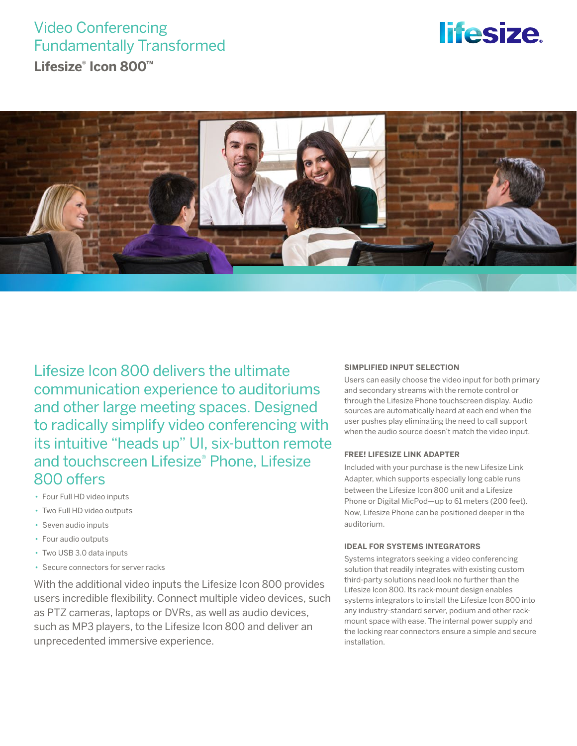# Video Conferencing Fundamentally Transformed

## Lifesize® Icon 800™

Lifesize Icon 800 delivers the ultimate communication experience to auditoriums and other large meeting spaces. Designed to radically simplify video conferencing with its intuitive "heads up" UI, six-button remote and touchscreen Lifesize® Phone, Lifesize 800 offers

- Four Full HD video inputs
- Two Full HD video outputs
- Seven audio inputs
- Four audio outputs
- Two USB 3.0 data inputs
- Secure connectors for server racks

With the additional video inputs the Lifesize Icon 800 provides users incredible flexibility. Connect multiple video devices, such as PTZ cameras, laptops or DVRs, as well as audio devices, such as MP3 players, to the Lifesize Icon 800 and deliver an unprecedented immersive experience.

### SIMPLIFIED INPUT SELECTION

Users can easily choose the video input for both primary and secondary streams with the remote control or through the Lifesize Phone touchscreen display. Audio sources are automatically heard at each end when the user pushes play eliminating the need to call support when the audio source doesn't match the video input.

### FREE! LIFESIZE LINK ADAPTER

Included with your purchase is the new Lifesize Link Adapter, which supports especially long cable runs between the Lifesize Icon 800 unit and a Lifesize Phone or Digital MicPod—up to 61 meters (200 feet). Now, Lifesize Phone can be positioned deeper in the auditorium.

### IDEAL FOR SYSTEMS INTEGRATORS

Systems integrators seeking a video conferencing solution that readily integrates with existing custom third-party solutions need look no further than the Lifesize Icon 800. Its rack-mount design enables systems integrators to install the Lifesize Icon 800 into any industry-standard server, podium and other rack-mount space with ease. The internal power supply and the locking rear connectors ensure a simple and secure installation.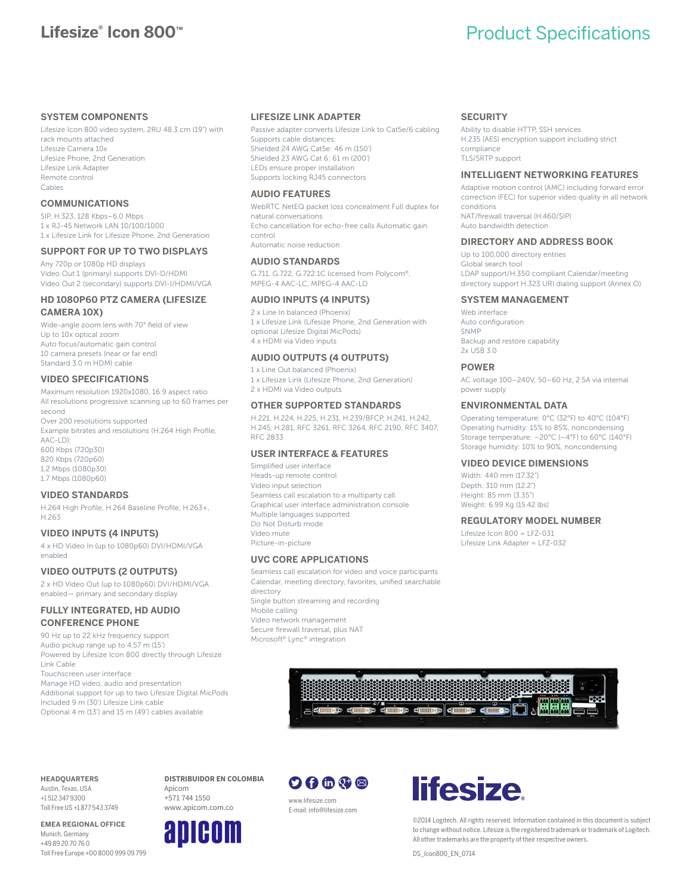# Lifesize® Icon 800™

## Product Specifications

### SYSTEM COMPONENTS

Lifesize Icon 800 video system, 2RU 48.3 cm (19") with rack mounts attached
Lifesize Camera 10x
Lifesize Phone, 2nd Generation
Lifesize Link Adapter
Remote control
Cables

### COMMUNICATIONS

SIP, H.323, 128 Kbps–6.0 Mbps
1 x RJ-45 Network LAN 10/100/1000
1 x Lifesize Link for Lifesize Phone, 2nd Generation

### SUPPORT FOR UP TO TWO DISPLAYS

Any 720p or 1080p HD displays
Video Out 1 (primary) supports DVI-D/HDMI
Video Out 2 (secondary) supports DVI-I/HDMI/VGA

### HD 1080P60 PTZ CAMERA (LIFESIZE CAMERA 10X)

Wide-angle zoom lens with 70° field of view
Up to 10x optical zoom
Auto focus/automatic gain control
10 camera presets (near or far end)
Standard 3.0 m HDMI cable

### VIDEO SPECIFICATIONS

Maximum resolution 1920x1080, 16:9 aspect ratio
All resolutions progressive scanning up to 60 frames per second
Over 200 resolutions supported
Example bitrates and resolutions (H.264 High Profile, AAC-LD):
600 Kbps (720p30)
820 Kbps (720p60)
1.2 Mbps (1080p30)
1.7 Mbps (1080p60)

### VIDEO STANDARDS

H.264 High Profile, H.264 Baseline Profile, H.263+, H.263

### VIDEO INPUTS (4 INPUTS)

4 x HD Video In (up to 1080p60) DVI/HDMI/VGA enabled

### VIDEO OUTPUTS (2 OUTPUTS)

2 x HD Video Out (up to 1080p60) DVI/HDMI/VGA enabled— primary and secondary display

### FULLY INTEGRATED, HD AUDIO CONFERENCE PHONE

90 Hz up to 22 kHz frequency support
Audio pickup range up to 4.57 m (15')
Powered by Lifesize Icon 800 directly through Lifesize Link Cable
Touchscreen user interface
Manage HD video, audio and presentation
Additional support for up to two Lifesize Digital MicPods
Included 9 m (30') Lifesize Link cable
Optional 4 m (13') and 15 m (49') cables available

### LIFESIZE LINK ADAPTER

Passive adapter converts Lifesize Link to Cat5e/6 cabling
Supports cable distances:
Shielded 24 AWG Cat5e: 46 m (150')
Shielded 23 AWG Cat 6: 61 m (200')
LEDs ensure proper installation
Supports locking RJ45 connectors

### AUDIO FEATURES

WebRTC NetEQ packet loss concealment Full duplex for natural conversations
Echo cancellation for echo-free calls Automatic gain control
Automatic noise reduction

### AUDIO STANDARDS

G.711, G.722, G.722.1C licensed from Polycom®, MPEG-4 AAC-LC, MPEG-4 AAC-LD

### AUDIO INPUTS (4 INPUTS)

2 x Line In balanced (Phoenix)
1 x Lifesize Link (Lifesize Phone, 2nd Generation with optional Lifesize Digital MicPods)
4 x HDMI via Video inputs

### AUDIO OUTPUTS (4 OUTPUTS)

1 x Line Out balanced (Phoenix)
1 x Lifesize Link (Lifesize Phone, 2nd Generation)
2 x HDMI via Video outputs

### OTHER SUPPORTED STANDARDS

H.221, H.224, H.225, H.231, H.239/BFCP, H.241, H.242, H.245, H.281, RFC 3261, RFC 3264, RFC 2190, RFC 3407, RFC 2833

### USER INTERFACE & FEATURES

Simplified user interface
Heads-up remote control
Video input selection
Seamless call escalation to a multiparty call
Graphical user interface administration console
Multiple languages supported
Do Not Disturb mode
Video mute
Picture-in-picture

### UVC CORE APPLICATIONS

Seamless call escalation for video and voice participants
Calendar, meeting directory, favorites, unified searchable directory
Single button streaming and recording
Mobile calling
Video network management
Secure firewall traversal, plus NAT
Microsoft® Lync® integration

### SECURITY

Ability to disable HTTP, SSH services
H.235 (AES) encryption support including strict compliance
TLS/SRTP support

### INTELLIGENT NETWORKING FEATURES

Adaptive motion control (AMC) including forward error correction (FEC) for superior video quality in all network conditions
NAT/firewall traversal (H.460/SIP)
Auto bandwidth detection

### DIRECTORY AND ADDRESS BOOK

Up to 100,000 directory entries
Global search tool
LDAP support/H.350 compliant Calendar/meeting directory support H.323 URI dialing support (Annex O)

### SYSTEM MANAGEMENT

Web interface
Auto configuration
SNMP
Backup and restore capability
2x USB 3.0

### POWER

AC voltage 100–240V, 50–60 Hz, 2.5A via internal power supply

### ENVIRONMENTAL DATA

Operating temperature: 0°C (32°F) to 40°C (104°F)
Operating humidity: 15% to 85%, noncondensing
Storage temperature: −20°C (−4°F) to 60°C (140°F)
Storage humidity: 10% to 90%, noncondensing

### VIDEO DEVICE DIMENSIONS

Width: 440 mm (17.32")
Depth: 310 mm (12.2")
Height: 85 mm (3.35")
Weight: 6.99 Kg (15.42 lbs)

### REGULATORY MODEL NUMBER

Lifesize Icon 800 = LFZ-031
Lifesize Link Adapter = LFZ-032

**HEADQUARTERS**
Austin, Texas, USA
+1 512 347 9300
Toll Free US +1 877 543 3749

**EMEA REGIONAL OFFICE**
Munich, Germany
+49 89 20 70 76 0
Toll Free Europe +00 8000 999 09 799

**DISTRIBUIDOR EN COLOMBIA**
Apicom
+571 744 1550
www.apicom.com.co

apicom

www.lifesize.com
E-mail: info@lifesize.com

lifesize

©2014 Logitech. All rights reserved. Information contained in this document is subject to change without notice. Lifesize is the registered trademark or trademark of Logitech. All other trademarks are the property of their respective owners.

DS_Icon800_EN_0714